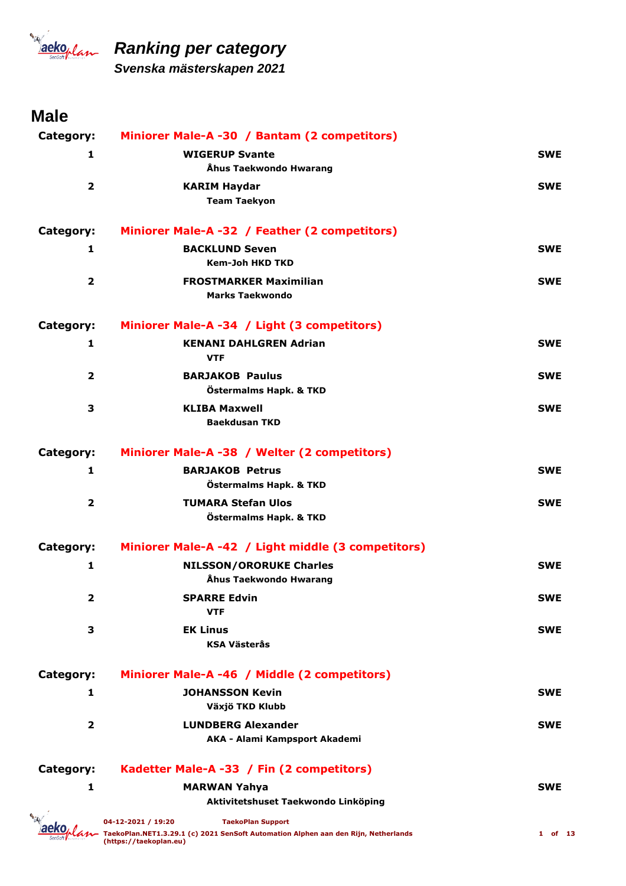# *Ranking per category*

## *Svenska mästerskapen 2021*

## Male

**Category:** **Miniorer Male-A -30 / Bantam (2 competitors)**

| Rank | Name / Club | Country |
|---|---|---|
| **1** | **WIGERUP Svante**<br>**Åhus Taekwondo Hwarang** | **SWE** |
| **2** | **KARIM Haydar**<br>**Team Taekyon** | **SWE** |

**Category:** **Miniorer Male-A -32 / Feather (2 competitors)**

| Rank | Name / Club | Country |
|---|---|---|
| **1** | **BACKLUND Seven**<br>**Kem-Joh HKD TKD** | **SWE** |
| **2** | **FROSTMARKER Maximilian**<br>**Marks Taekwondo** | **SWE** |

**Category:** **Miniorer Male-A -34 / Light (3 competitors)**

| Rank | Name / Club | Country |
|---|---|---|
| **1** | **KENANI DAHLGREN Adrian**<br>**VTF** | **SWE** |
| **2** | **BARJAKOB Paulus**<br>**Östermalms Hapk. & TKD** | **SWE** |
| **3** | **KLIBA Maxwell**<br>**Baekdusan TKD** | **SWE** |

**Category:** **Miniorer Male-A -38 / Welter (2 competitors)**

| Rank | Name / Club | Country |
|---|---|---|
| **1** | **BARJAKOB Petrus**<br>**Östermalms Hapk. & TKD** | **SWE** |
| **2** | **TUMARA Stefan Ulos**<br>**Östermalms Hapk. & TKD** | **SWE** |

**Category:** **Miniorer Male-A -42 / Light middle (3 competitors)**

| Rank | Name / Club | Country |
|---|---|---|
| **1** | **NILSSON/ORORUKE Charles**<br>**Åhus Taekwondo Hwarang** | **SWE** |
| **2** | **SPARRE Edvin**<br>**VTF** | **SWE** |
| **3** | **EK Linus**<br>**KSA Västerås** | **SWE** |

**Category:** **Miniorer Male-A -46 / Middle (2 competitors)**

| Rank | Name / Club | Country |
|---|---|---|
| **1** | **JOHANSSON Kevin**<br>**Växjö TKD Klubb** | **SWE** |
| **2** | **LUNDBERG Alexander**<br>**AKA - Alami Kampsport Akademi** | **SWE** |

**Category:** **Kadetter Male-A -33 / Fin (2 competitors)**

| Rank | Name / Club | Country |
|---|---|---|
| **1** | **MARWAN Yahya**<br>**Aktivitetshuset Taekwondo Linköping** | **SWE** |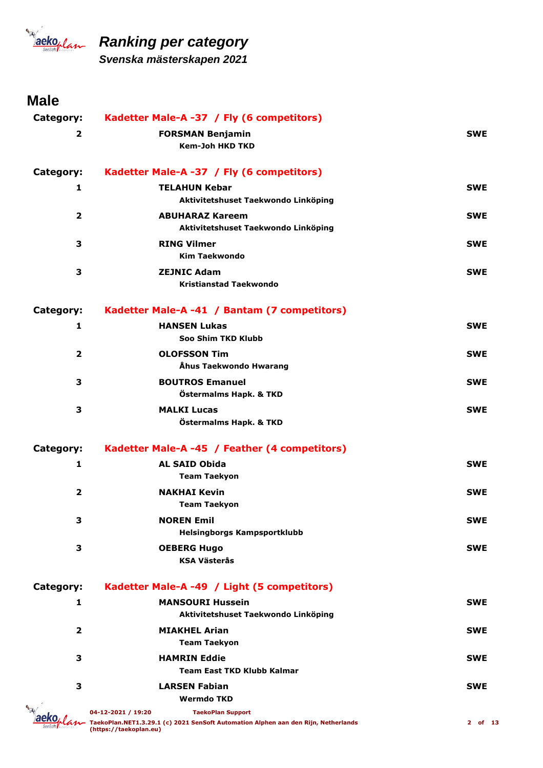# Ranking per category

## Svenska mästerskapen 2021

## Male

**Category:** Kadetter Male-A -37 / Fly (6 competitors)

| | | |
|---|---|---|
| **2** | **FORSMAN Benjamin**<br>Kem-Joh HKD TKD | **SWE** |

**Category:** Kadetter Male-A -37 / Fly (6 competitors)

| | | |
|---|---|---|
| **1** | **TELAHUN Kebar**<br>Aktivitetshuset Taekwondo Linköping | **SWE** |
| **2** | **ABUHARAZ Kareem**<br>Aktivitetshuset Taekwondo Linköping | **SWE** |
| **3** | **RING Vilmer**<br>Kim Taekwondo | **SWE** |
| **3** | **ZEJNIC Adam**<br>Kristianstad Taekwondo | **SWE** |

**Category:** Kadetter Male-A -41 / Bantam (7 competitors)

| | | |
|---|---|---|
| **1** | **HANSEN Lukas**<br>Soo Shim TKD Klubb | **SWE** |
| **2** | **OLOFSSON Tim**<br>Åhus Taekwondo Hwarang | **SWE** |
| **3** | **BOUTROS Emanuel**<br>Östermalms Hapk. & TKD | **SWE** |
| **3** | **MALKI Lucas**<br>Östermalms Hapk. & TKD | **SWE** |

**Category:** Kadetter Male-A -45 / Feather (4 competitors)

| | | |
|---|---|---|
| **1** | **AL SAID Obida**<br>Team Taekyon | **SWE** |
| **2** | **NAKHAI Kevin**<br>Team Taekyon | **SWE** |
| **3** | **NOREN Emil**<br>Helsingborgs Kampsportklubb | **SWE** |
| **3** | **OEBERG Hugo**<br>KSA Västerås | **SWE** |

**Category:** Kadetter Male-A -49 / Light (5 competitors)

| | | |
|---|---|---|
| **1** | **MANSOURI Hussein**<br>Aktivitetshuset Taekwondo Linköping | **SWE** |
| **2** | **MIAKHEL Arian**<br>Team Taekyon | **SWE** |
| **3** | **HAMRIN Eddie**<br>Team East TKD Klubb Kalmar | **SWE** |
| **3** | **LARSEN Fabian**<br>Wermdo TKD | **SWE** |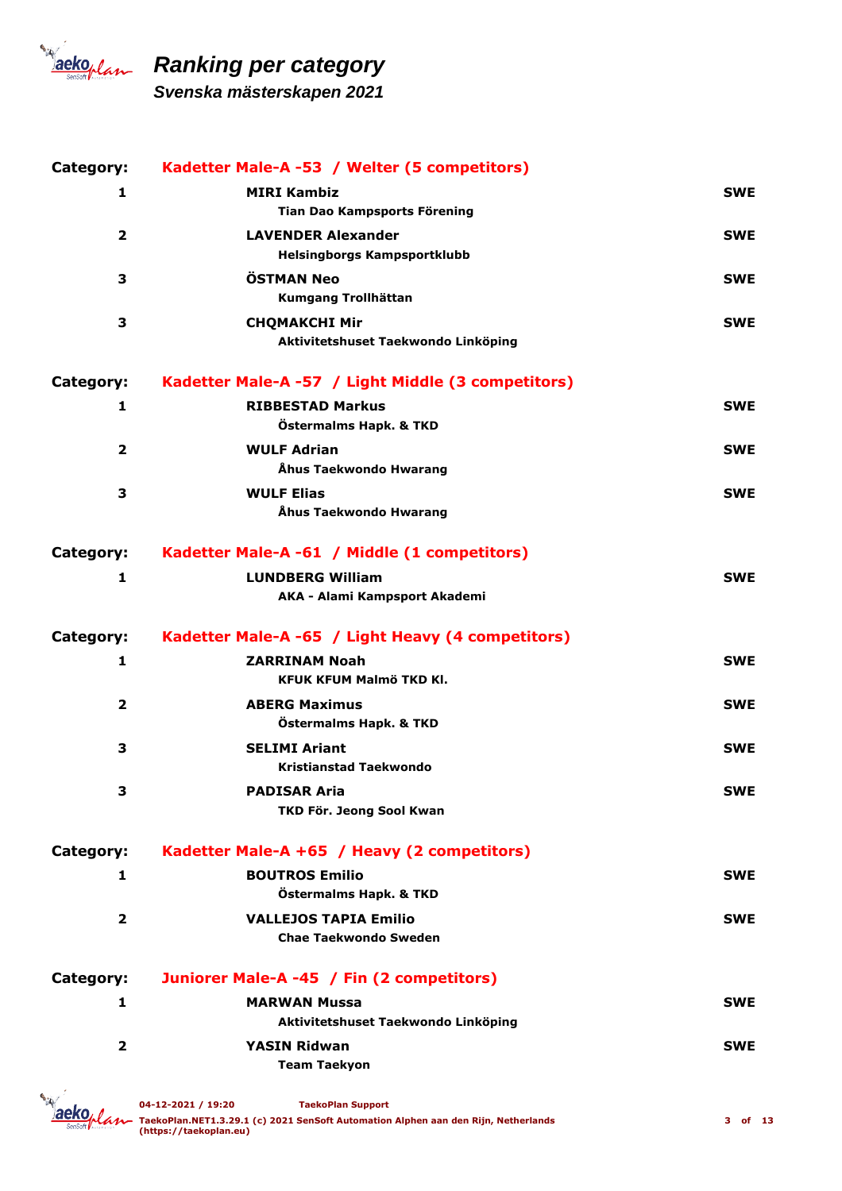# Ranking per category

## Svenska mästerskapen 2021

**Category:** **Kadetter Male-A -53 / Welter (5 competitors)**

| Rank | Name / Club | Country |
|---|---|---|
| 1 | **MIRI Kambiz**<br>Tian Dao Kampsports Förening | SWE |
| 2 | **LAVENDER Alexander**<br>Helsingborgs Kampsportklubb | SWE |
| 3 | **ÖSTMAN Neo**<br>Kumgang Trollhättan | SWE |
| 3 | **CHQMAKCHI Mir**<br>Aktivitetshuset Taekwondo Linköping | SWE |

**Category:** **Kadetter Male-A -57 / Light Middle (3 competitors)**

| Rank | Name / Club | Country |
|---|---|---|
| 1 | **RIBBESTAD Markus**<br>Östermalms Hapk. & TKD | SWE |
| 2 | **WULF Adrian**<br>Åhus Taekwondo Hwarang | SWE |
| 3 | **WULF Elias**<br>Åhus Taekwondo Hwarang | SWE |

**Category:** **Kadetter Male-A -61 / Middle (1 competitors)**

| Rank | Name / Club | Country |
|---|---|---|
| 1 | **LUNDBERG William**<br>AKA - Alami Kampsport Akademi | SWE |

**Category:** **Kadetter Male-A -65 / Light Heavy (4 competitors)**

| Rank | Name / Club | Country |
|---|---|---|
| 1 | **ZARRINAM Noah**<br>KFUK KFUM Malmö TKD Kl. | SWE |
| 2 | **ABERG Maximus**<br>Östermalms Hapk. & TKD | SWE |
| 3 | **SELIMI Ariant**<br>Kristianstad Taekwondo | SWE |
| 3 | **PADISAR Aria**<br>TKD För. Jeong Sool Kwan | SWE |

**Category:** **Kadetter Male-A +65 / Heavy (2 competitors)**

| Rank | Name / Club | Country |
|---|---|---|
| 1 | **BOUTROS Emilio**<br>Östermalms Hapk. & TKD | SWE |
| 2 | **VALLEJOS TAPIA Emilio**<br>Chae Taekwondo Sweden | SWE |

**Category:** **Juniorer Male-A -45 / Fin (2 competitors)**

| Rank | Name / Club | Country |
|---|---|---|
| 1 | **MARWAN Mussa**<br>Aktivitetshuset Taekwondo Linköping | SWE |
| 2 | **YASIN Ridwan**<br>Team Taekyon | SWE |

04-12-2021 / 19:20 TaekoPlan Support
TaekoPlan.NET1.3.29.1 (c) 2021 SenSoft Automation Alphen aan den Rijn, Netherlands (https://taekoplan.eu)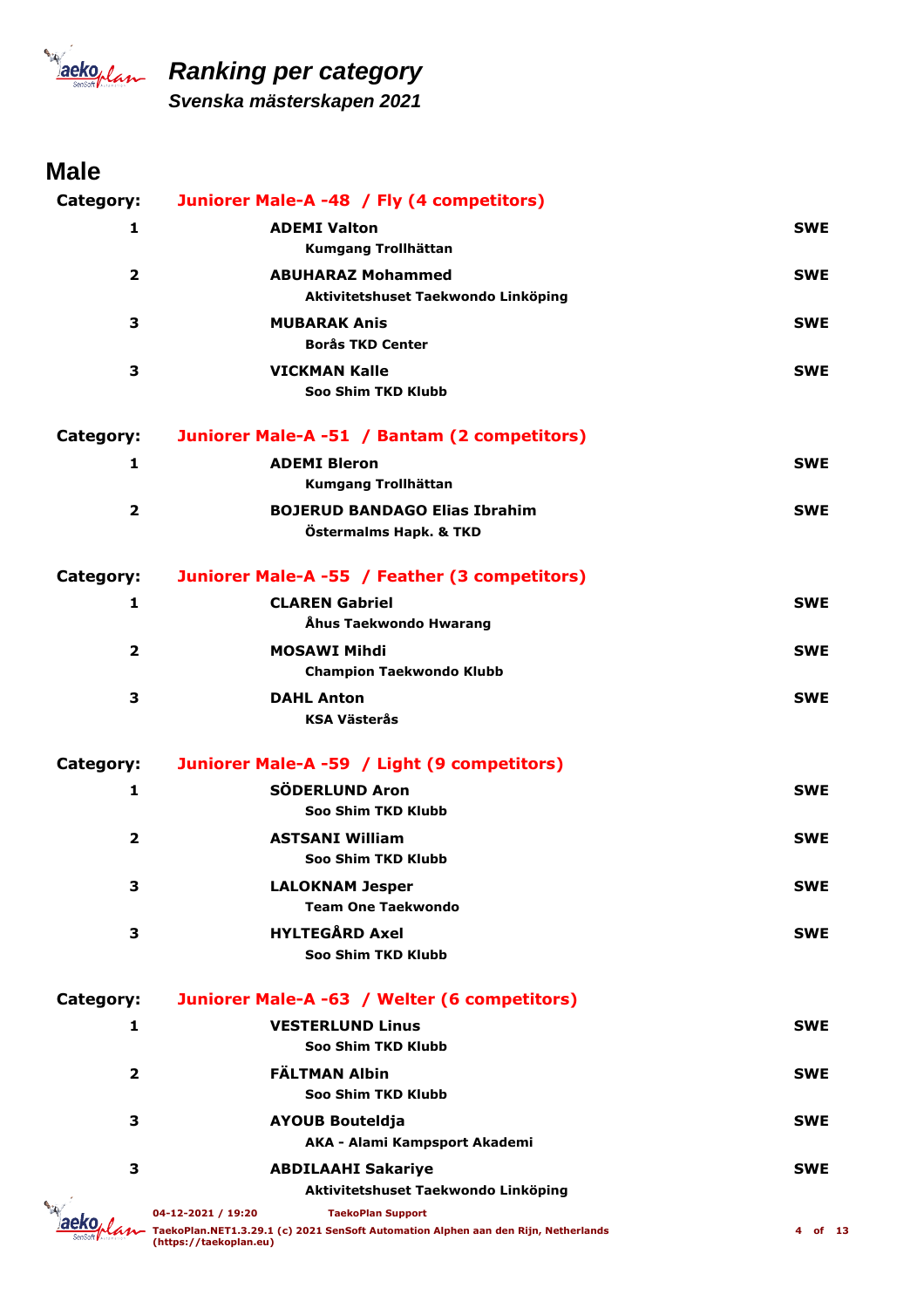# Ranking per category

*Svenska mästerskapen 2021*

## Male

### Category: Juniorer Male-A -48 / Fly (4 competitors)

| Rank | Name / Club | Country |
|---|---|---|
| 1 | **ADEMI Valton**<br>Kumgang Trollhättan | SWE |
| 2 | **ABUHARAZ Mohammed**<br>Aktivitetshuset Taekwondo Linköping | SWE |
| 3 | **MUBARAK Anis**<br>Borås TKD Center | SWE |
| 3 | **VICKMAN Kalle**<br>Soo Shim TKD Klubb | SWE |

### Category: Juniorer Male-A -51 / Bantam (2 competitors)

| Rank | Name / Club | Country |
|---|---|---|
| 1 | **ADEMI Bleron**<br>Kumgang Trollhättan | SWE |
| 2 | **BOJERUD BANDAGO Elias Ibrahim**<br>Östermalms Hapk. & TKD | SWE |

### Category: Juniorer Male-A -55 / Feather (3 competitors)

| Rank | Name / Club | Country |
|---|---|---|
| 1 | **CLAREN Gabriel**<br>Åhus Taekwondo Hwarang | SWE |
| 2 | **MOSAWI Mihdi**<br>Champion Taekwondo Klubb | SWE |
| 3 | **DAHL Anton**<br>KSA Västerås | SWE |

### Category: Juniorer Male-A -59 / Light (9 competitors)

| Rank | Name / Club | Country |
|---|---|---|
| 1 | **SÖDERLUND Aron**<br>Soo Shim TKD Klubb | SWE |
| 2 | **ASTSANI William**<br>Soo Shim TKD Klubb | SWE |
| 3 | **LALOKNAM Jesper**<br>Team One Taekwondo | SWE |
| 3 | **HYLTEGÅRD Axel**<br>Soo Shim TKD Klubb | SWE |

### Category: Juniorer Male-A -63 / Welter (6 competitors)

| Rank | Name / Club | Country |
|---|---|---|
| 1 | **VESTERLUND Linus**<br>Soo Shim TKD Klubb | SWE |
| 2 | **FÄLTMAN Albin**<br>Soo Shim TKD Klubb | SWE |
| 3 | **AYOUB Bouteldja**<br>AKA - Alami Kampsport Akademi | SWE |
| 3 | **ABDILAAHI Sakariye**<br>Aktivitetshuset Taekwondo Linköping | SWE |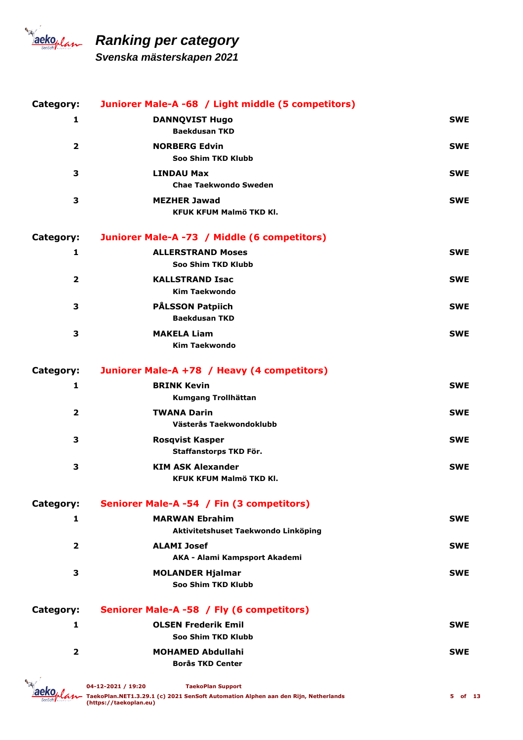# Ranking per category

## Svenska mästerskapen 2021

**Category: Juniorer Male-A -68 / Light middle (5 competitors)**

| Rank | Name / Club | Country |
|---|---|---|
| 1 | **DANNQVIST Hugo**<br>Baekdusan TKD | SWE |
| 2 | **NORBERG Edvin**<br>Soo Shim TKD Klubb | SWE |
| 3 | **LINDAU Max**<br>Chae Taekwondo Sweden | SWE |
| 3 | **MEZHER Jawad**<br>KFUK KFUM Malmö TKD Kl. | SWE |

**Category: Juniorer Male-A -73 / Middle (6 competitors)**

| Rank | Name / Club | Country |
|---|---|---|
| 1 | **ALLERSTRAND Moses**<br>Soo Shim TKD Klubb | SWE |
| 2 | **KALLSTRAND Isac**<br>Kim Taekwondo | SWE |
| 3 | **PÅLSSON Patpiich**<br>Baekdusan TKD | SWE |
| 3 | **MAKELA Liam**<br>Kim Taekwondo | SWE |

**Category: Juniorer Male-A +78 / Heavy (4 competitors)**

| Rank | Name / Club | Country |
|---|---|---|
| 1 | **BRINK Kevin**<br>Kumgang Trollhättan | SWE |
| 2 | **TWANA Darin**<br>Västerås Taekwondoklubb | SWE |
| 3 | **Rosqvist Kasper**<br>Staffanstorps TKD För. | SWE |
| 3 | **KIM ASK Alexander**<br>KFUK KFUM Malmö TKD Kl. | SWE |

**Category: Seniorer Male-A -54 / Fin (3 competitors)**

| Rank | Name / Club | Country |
|---|---|---|
| 1 | **MARWAN Ebrahim**<br>Aktivitetshuset Taekwondo Linköping | SWE |
| 2 | **ALAMI Josef**<br>AKA - Alami Kampsport Akademi | SWE |
| 3 | **MOLANDER Hjalmar**<br>Soo Shim TKD Klubb | SWE |

**Category: Seniorer Male-A -58 / Fly (6 competitors)**

| Rank | Name / Club | Country |
|---|---|---|
| 1 | **OLSEN Frederik Emil**<br>Soo Shim TKD Klubb | SWE |
| 2 | **MOHAMED Abdullahi**<br>Borås TKD Center | SWE |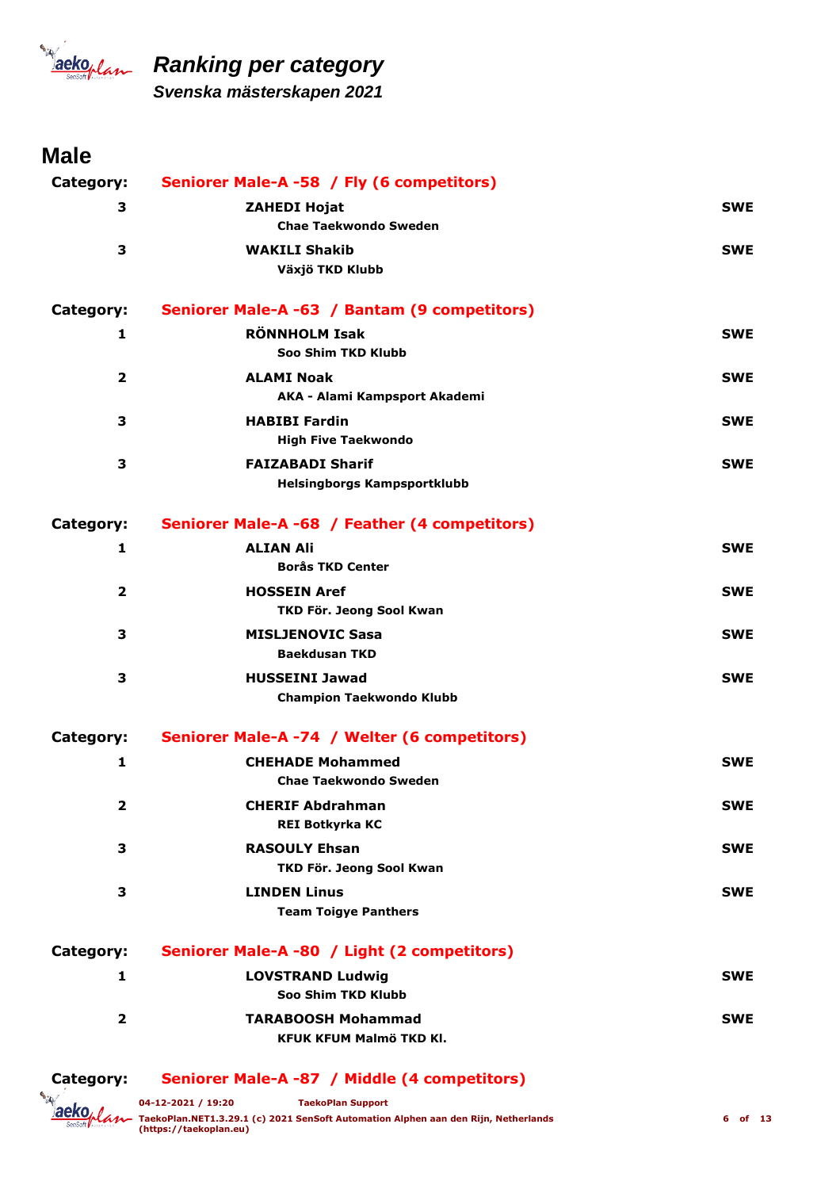# Ranking per category

## Svenska mästerskapen 2021

## Male

**Category:** **Seniorer Male-A -58 / Fly (6 competitors)**

| Rank | Name / Club | Country |
|---|---|---|
| 3 | **ZAHEDI Hojat**<br>Chae Taekwondo Sweden | SWE |
| 3 | **WAKILI Shakib**<br>Växjö TKD Klubb | SWE |

**Category:** **Seniorer Male-A -63 / Bantam (9 competitors)**

| Rank | Name / Club | Country |
|---|---|---|
| 1 | **RÖNNHOLM Isak**<br>Soo Shim TKD Klubb | SWE |
| 2 | **ALAMI Noak**<br>AKA - Alami Kampsport Akademi | SWE |
| 3 | **HABIBI Fardin**<br>High Five Taekwondo | SWE |
| 3 | **FAIZABADI Sharif**<br>Helsingborgs Kampsportklubb | SWE |

**Category:** **Seniorer Male-A -68 / Feather (4 competitors)**

| Rank | Name / Club | Country |
|---|---|---|
| 1 | **ALIAN Ali**<br>Borås TKD Center | SWE |
| 2 | **HOSSEIN Aref**<br>TKD För. Jeong Sool Kwan | SWE |
| 3 | **MISLJENOVIC Sasa**<br>Baekdusan TKD | SWE |
| 3 | **HUSSEINI Jawad**<br>Champion Taekwondo Klubb | SWE |

**Category:** **Seniorer Male-A -74 / Welter (6 competitors)**

| Rank | Name / Club | Country |
|---|---|---|
| 1 | **CHEHADE Mohammed**<br>Chae Taekwondo Sweden | SWE |
| 2 | **CHERIF Abdrahman**<br>REI Botkyrka KC | SWE |
| 3 | **RASOULY Ehsan**<br>TKD För. Jeong Sool Kwan | SWE |
| 3 | **LINDEN Linus**<br>Team Toigye Panthers | SWE |

**Category:** **Seniorer Male-A -80 / Light (2 competitors)**

| Rank | Name / Club | Country |
|---|---|---|
| 1 | **LOVSTRAND Ludwig**<br>Soo Shim TKD Klubb | SWE |
| 2 | **TARABOOSH Mohammad**<br>KFUK KFUM Malmö TKD Kl. | SWE |

**Category:** **Seniorer Male-A -87 / Middle (4 competitors)**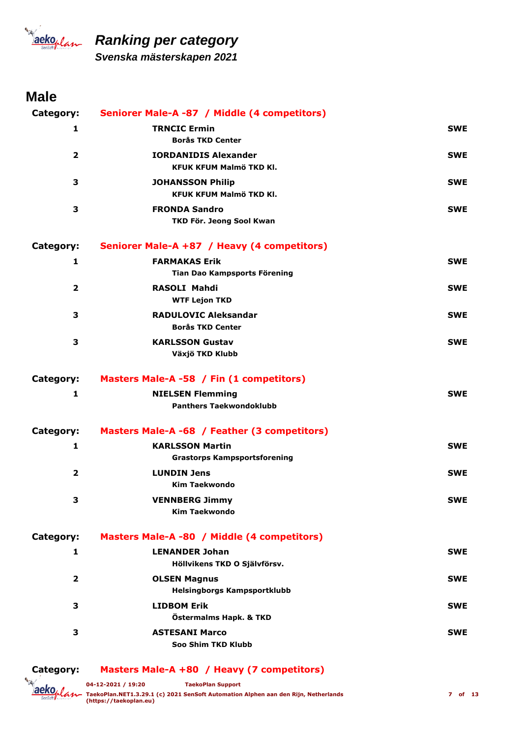# Ranking per category

## Svenska mästerskapen 2021

## Male

**Category:** **Seniorer Male-A -87 / Middle (4 competitors)**

| Rank | Name / Club | Country |
|---|---|---|
| 1 | **TRNCIC Ermin**<br>Borås TKD Center | SWE |
| 2 | **IORDANIDIS Alexander**<br>KFUK KFUM Malmö TKD Kl. | SWE |
| 3 | **JOHANSSON Philip**<br>KFUK KFUM Malmö TKD Kl. | SWE |
| 3 | **FRONDA Sandro**<br>TKD För. Jeong Sool Kwan | SWE |

**Category:** **Seniorer Male-A +87 / Heavy (4 competitors)**

| Rank | Name / Club | Country |
|---|---|---|
| 1 | **FARMAKAS Erik**<br>Tian Dao Kampsports Förening | SWE |
| 2 | **RASOLI Mahdi**<br>WTF Lejon TKD | SWE |
| 3 | **RADULOVIC Aleksandar**<br>Borås TKD Center | SWE |
| 3 | **KARLSSON Gustav**<br>Växjö TKD Klubb | SWE |

**Category:** **Masters Male-A -58 / Fin (1 competitors)**

| Rank | Name / Club | Country |
|---|---|---|
| 1 | **NIELSEN Flemming**<br>Panthers Taekwondoklubb | SWE |

**Category:** **Masters Male-A -68 / Feather (3 competitors)**

| Rank | Name / Club | Country |
|---|---|---|
| 1 | **KARLSSON Martin**<br>Grastorps Kampsportsforening | SWE |
| 2 | **LUNDIN Jens**<br>Kim Taekwondo | SWE |
| 3 | **VENNBERG Jimmy**<br>Kim Taekwondo | SWE |

**Category:** **Masters Male-A -80 / Middle (4 competitors)**

| Rank | Name / Club | Country |
|---|---|---|
| 1 | **LENANDER Johan**<br>Höllvikens TKD O Självförsv. | SWE |
| 2 | **OLSEN Magnus**<br>Helsingborgs Kampsportklubb | SWE |
| 3 | **LIDBOM Erik**<br>Östermalms Hapk. & TKD | SWE |
| 3 | **ASTESANI Marco**<br>Soo Shim TKD Klubb | SWE |

**Category:** **Masters Male-A +80 / Heavy (7 competitors)**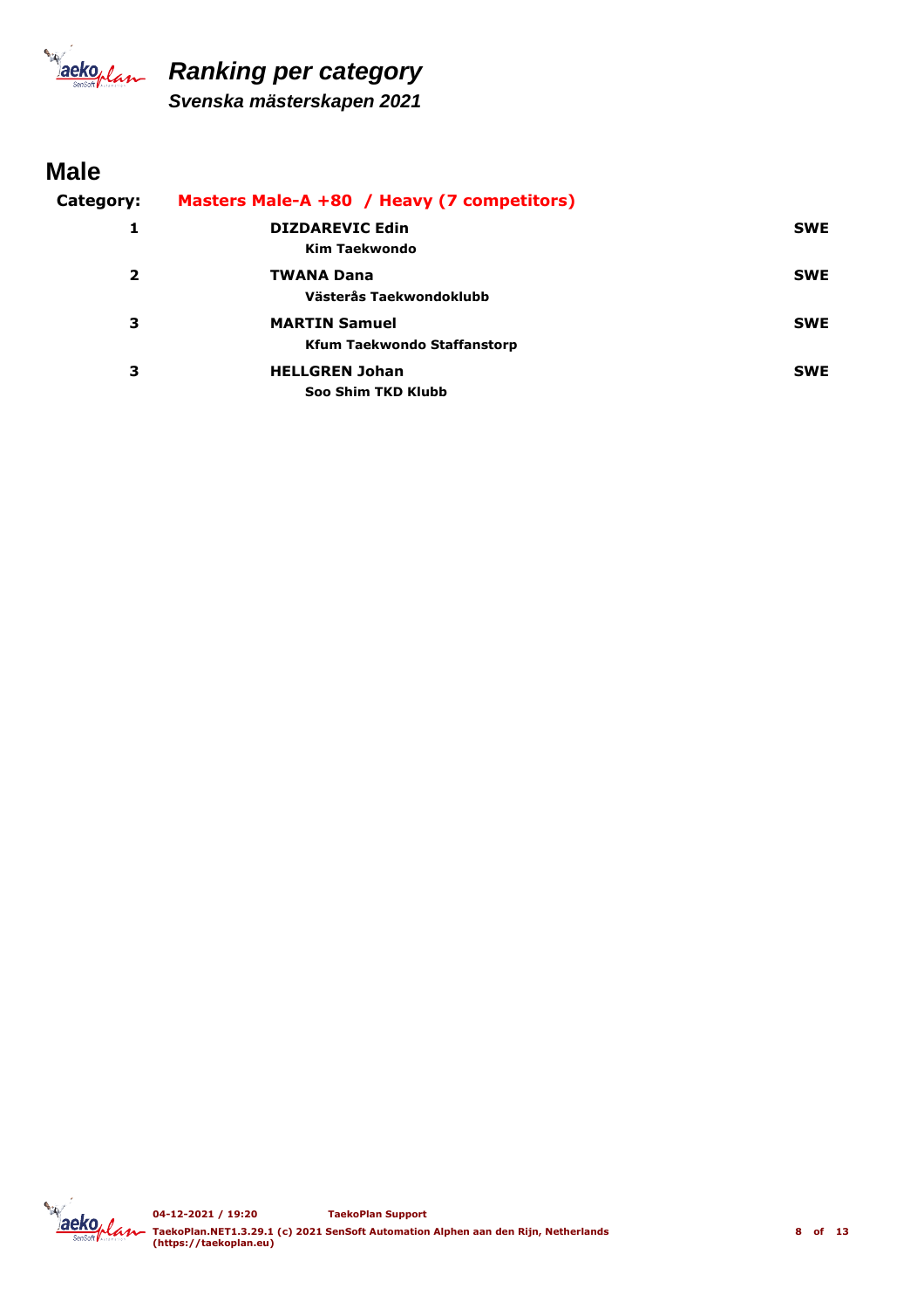# Ranking per category

***Svenska mästerskapen 2021***

## Male

**Category:** **Masters Male-A +80 / Heavy (7 competitors)**

| Rank | Name / Club | Country |
|---|---|---|
| **1** | **DIZDAREVIC Edin**<br>**Kim Taekwondo** | **SWE** |
| **2** | **TWANA Dana**<br>**Västerås Taekwondoklubb** | **SWE** |
| **3** | **MARTIN Samuel**<br>**Kfum Taekwondo Staffanstorp** | **SWE** |
| **3** | **HELLGREN Johan**<br>**Soo Shim TKD Klubb** | **SWE** |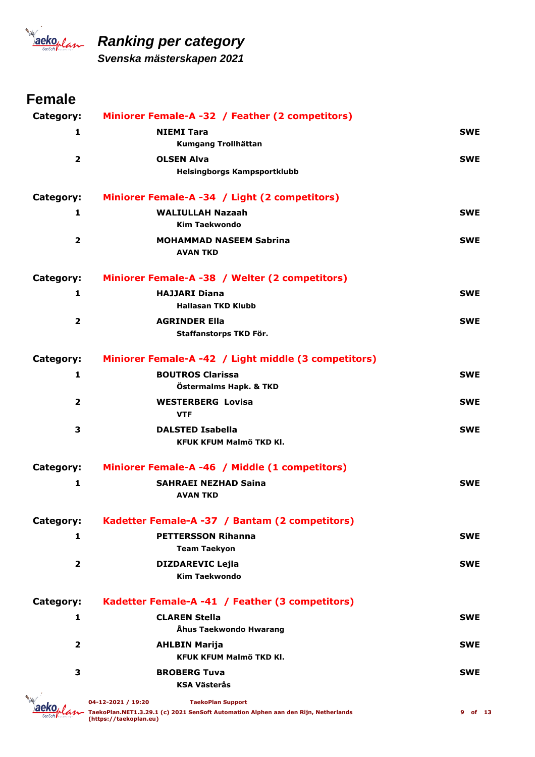# Ranking per category

## Svenska mästerskapen 2021

## Female

**Category: Miniorer Female-A -32 / Feather (2 competitors)**

| Rank | Name / Club | Country |
|---|---|---|
| 1 | **NIEMI Tara**<br>Kumgang Trollhättan | SWE |
| 2 | **OLSEN Alva**<br>Helsingborgs Kampsportklubb | SWE |

**Category: Miniorer Female-A -34 / Light (2 competitors)**

| Rank | Name / Club | Country |
|---|---|---|
| 1 | **WALIULLAH Nazaah**<br>Kim Taekwondo | SWE |
| 2 | **MOHAMMAD NASEEM Sabrina**<br>AVAN TKD | SWE |

**Category: Miniorer Female-A -38 / Welter (2 competitors)**

| Rank | Name / Club | Country |
|---|---|---|
| 1 | **HAJJARI Diana**<br>Hallasan TKD Klubb | SWE |
| 2 | **AGRINDER Ella**<br>Staffanstorps TKD För. | SWE |

**Category: Miniorer Female-A -42 / Light middle (3 competitors)**

| Rank | Name / Club | Country |
|---|---|---|
| 1 | **BOUTROS Clarissa**<br>Östermalms Hapk. & TKD | SWE |
| 2 | **WESTERBERG Lovisa**<br>VTF | SWE |
| 3 | **DALSTED Isabella**<br>KFUK KFUM Malmö TKD Kl. | SWE |

**Category: Miniorer Female-A -46 / Middle (1 competitors)**

| Rank | Name / Club | Country |
|---|---|---|
| 1 | **SAHRAEI NEZHAD Saina**<br>AVAN TKD | SWE |

**Category: Kadetter Female-A -37 / Bantam (2 competitors)**

| Rank | Name / Club | Country |
|---|---|---|
| 1 | **PETTERSSON Rihanna**<br>Team Taekyon | SWE |
| 2 | **DIZDAREVIC Lejla**<br>Kim Taekwondo | SWE |

**Category: Kadetter Female-A -41 / Feather (3 competitors)**

| Rank | Name / Club | Country |
|---|---|---|
| 1 | **CLAREN Stella**<br>Åhus Taekwondo Hwarang | SWE |
| 2 | **AHLBIN Marija**<br>KFUK KFUM Malmö TKD Kl. | SWE |
| 3 | **BROBERG Tuva**<br>KSA Västerås | SWE |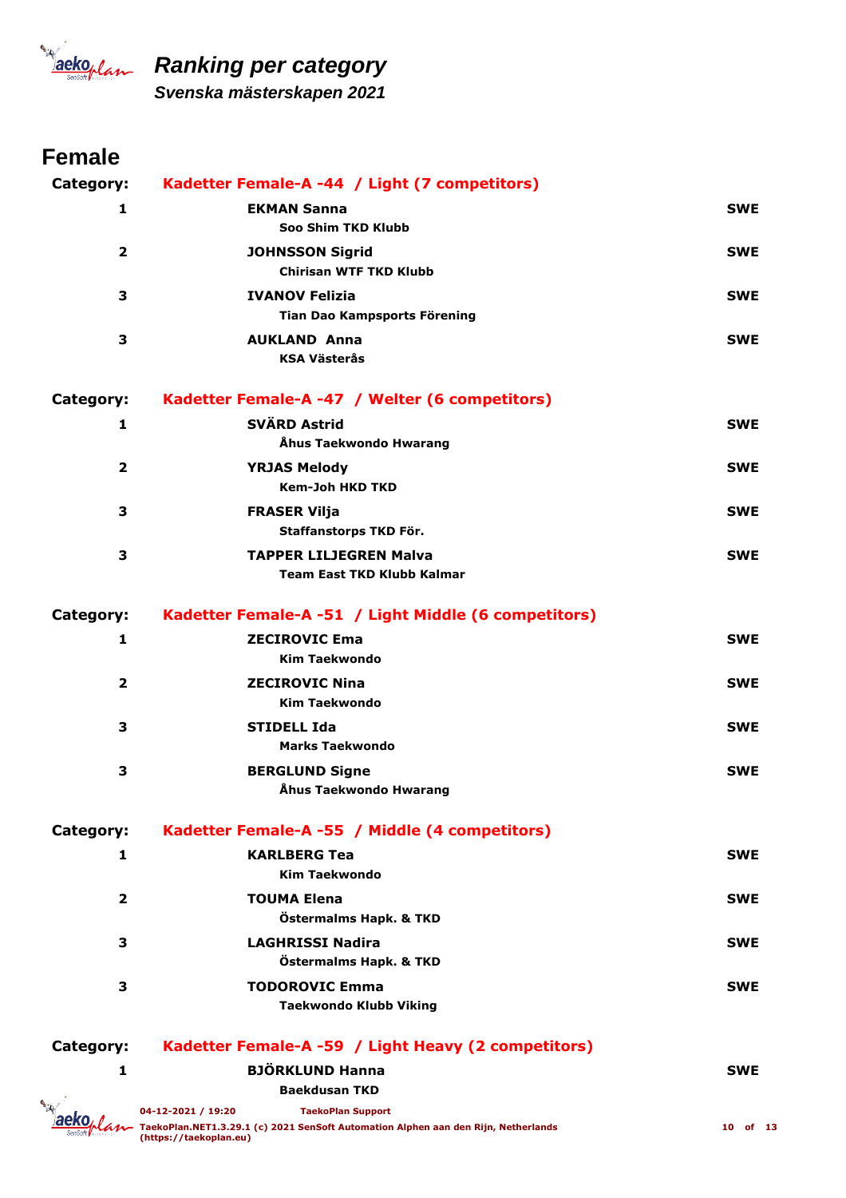## Female

**Category:** **Kadetter Female-A -44 / Light (7 competitors)**

| | | |
|---|---|---|
| 1 | **EKMAN Sanna**<br>Soo Shim TKD Klubb | SWE |
| 2 | **JOHNSSON Sigrid**<br>Chirisan WTF TKD Klubb | SWE |
| 3 | **IVANOV Felizia**<br>Tian Dao Kampsports Förening | SWE |
| 3 | **AUKLAND Anna**<br>KSA Västerås | SWE |

**Category:** **Kadetter Female-A -47 / Welter (6 competitors)**

| | | |
|---|---|---|
| 1 | **SVÄRD Astrid**<br>Åhus Taekwondo Hwarang | SWE |
| 2 | **YRJAS Melody**<br>Kem-Joh HKD TKD | SWE |
| 3 | **FRASER Vilja**<br>Staffanstorps TKD För. | SWE |
| 3 | **TAPPER LILJEGREN Malva**<br>Team East TKD Klubb Kalmar | SWE |

**Category:** **Kadetter Female-A -51 / Light Middle (6 competitors)**

| | | |
|---|---|---|
| 1 | **ZECIROVIC Ema**<br>Kim Taekwondo | SWE |
| 2 | **ZECIROVIC Nina**<br>Kim Taekwondo | SWE |
| 3 | **STIDELL Ida**<br>Marks Taekwondo | SWE |
| 3 | **BERGLUND Signe**<br>Åhus Taekwondo Hwarang | SWE |

**Category:** **Kadetter Female-A -55 / Middle (4 competitors)**

| | | |
|---|---|---|
| 1 | **KARLBERG Tea**<br>Kim Taekwondo | SWE |
| 2 | **TOUMA Elena**<br>Östermalms Hapk. & TKD | SWE |
| 3 | **LAGHRISSI Nadira**<br>Östermalms Hapk. & TKD | SWE |
| 3 | **TODOROVIC Emma**<br>Taekwondo Klubb Viking | SWE |

**Category:** **Kadetter Female-A -59 / Light Heavy (2 competitors)**

| | | |
|---|---|---|
| 1 | **BJÖRKLUND Hanna**<br>Baekdusan TKD | SWE |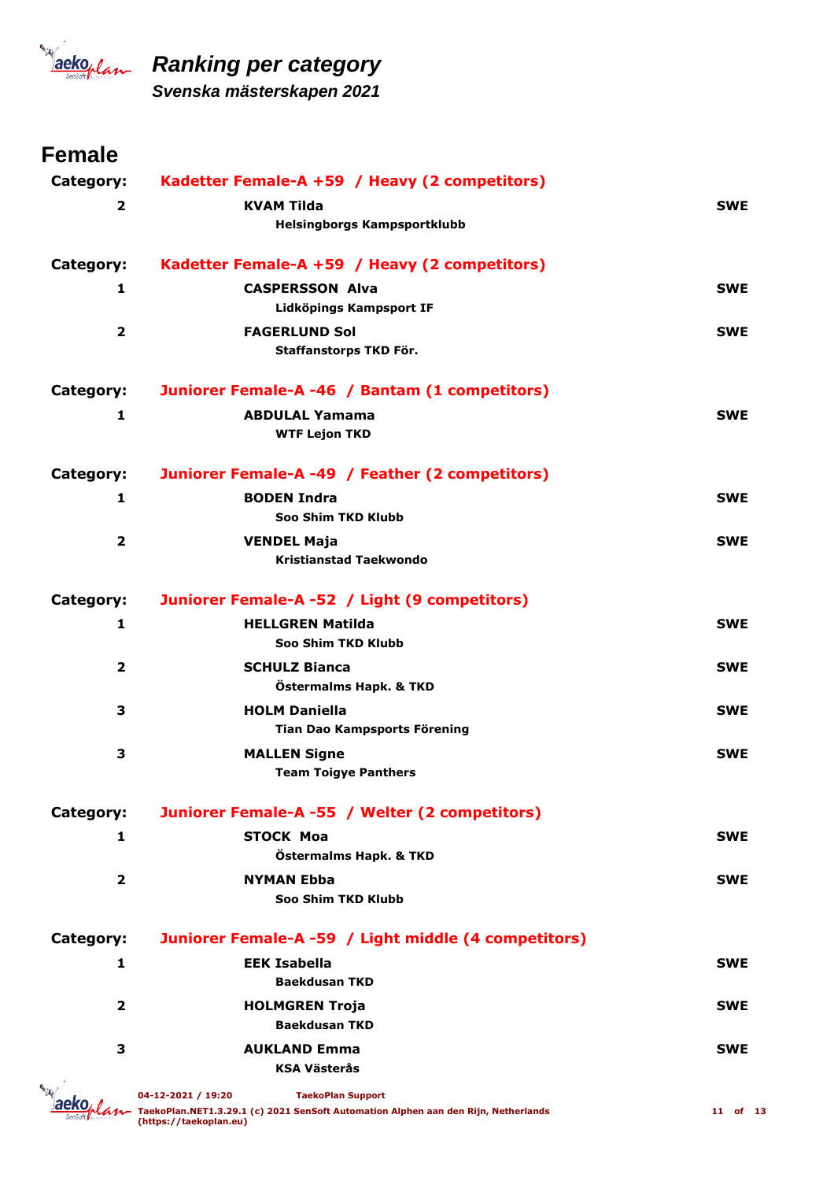## Ranking per category

*Svenska mästerskapen 2021*

# Female

**Category: Kadetter Female-A +59 / Heavy (2 competitors)**

| Rank | Name / Club | Country |
|---|---|---|
| 2 | **KVAM Tilda**<br>Helsingborgs Kampsportklubb | SWE |

**Category: Kadetter Female-A +59 / Heavy (2 competitors)**

| Rank | Name / Club | Country |
|---|---|---|
| 1 | **CASPERSSON Alva**<br>Lidköpings Kampsport IF | SWE |
| 2 | **FAGERLUND Sol**<br>Staffanstorps TKD För. | SWE |

**Category: Juniorer Female-A -46 / Bantam (1 competitors)**

| Rank | Name / Club | Country |
|---|---|---|
| 1 | **ABDULAL Yamama**<br>WTF Lejon TKD | SWE |

**Category: Juniorer Female-A -49 / Feather (2 competitors)**

| Rank | Name / Club | Country |
|---|---|---|
| 1 | **BODEN Indra**<br>Soo Shim TKD Klubb | SWE |
| 2 | **VENDEL Maja**<br>Kristianstad Taekwondo | SWE |

**Category: Juniorer Female-A -52 / Light (9 competitors)**

| Rank | Name / Club | Country |
|---|---|---|
| 1 | **HELLGREN Matilda**<br>Soo Shim TKD Klubb | SWE |
| 2 | **SCHULZ Bianca**<br>Östermalms Hapk. & TKD | SWE |
| 3 | **HOLM Daniella**<br>Tian Dao Kampsports Förening | SWE |
| 3 | **MALLEN Signe**<br>Team Toigye Panthers | SWE |

**Category: Juniorer Female-A -55 / Welter (2 competitors)**

| Rank | Name / Club | Country |
|---|---|---|
| 1 | **STOCK Moa**<br>Östermalms Hapk. & TKD | SWE |
| 2 | **NYMAN Ebba**<br>Soo Shim TKD Klubb | SWE |

**Category: Juniorer Female-A -59 / Light middle (4 competitors)**

| Rank | Name / Club | Country |
|---|---|---|
| 1 | **EEK Isabella**<br>Baekdusan TKD | SWE |
| 2 | **HOLMGREN Troja**<br>Baekdusan TKD | SWE |
| 3 | **AUKLAND Emma**<br>KSA Västerås | SWE |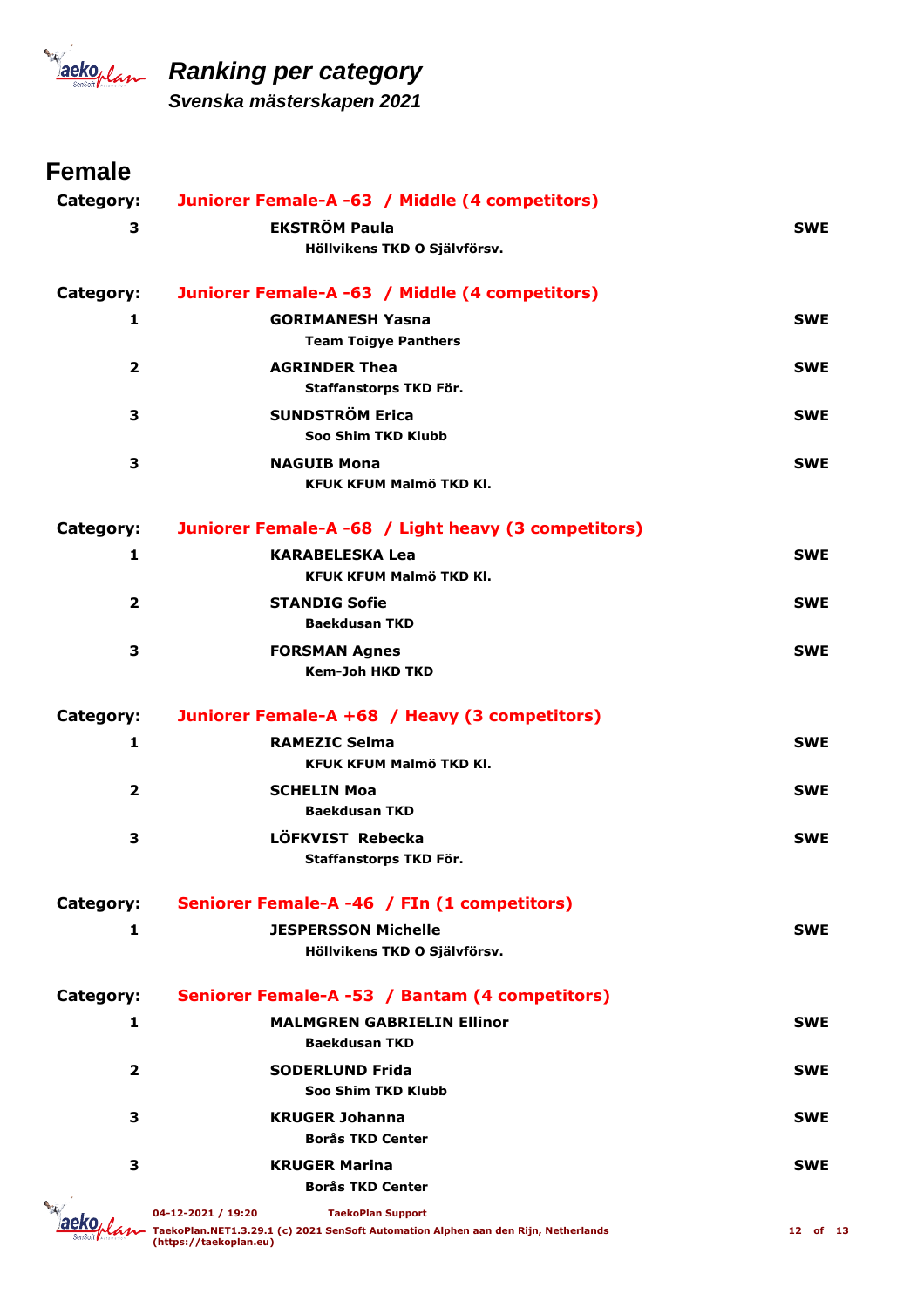# Ranking per category

***Svenska mästerskapen 2021***

## Female

**Category:** Juniorer Female-A -63 / Middle (4 competitors)

| Rank | Name / Club | Nation |
|---|---|---|
| 3 | **EKSTRÖM Paula**<br>Höllvikens TKD O Självförsv. | SWE |

**Category:** Juniorer Female-A -63 / Middle (4 competitors)

| Rank | Name / Club | Nation |
|---|---|---|
| 1 | **GORIMANESH Yasna**<br>Team Toigye Panthers | SWE |
| 2 | **AGRINDER Thea**<br>Staffanstorps TKD För. | SWE |
| 3 | **SUNDSTRÖM Erica**<br>Soo Shim TKD Klubb | SWE |
| 3 | **NAGUIB Mona**<br>KFUK KFUM Malmö TKD Kl. | SWE |

**Category:** Juniorer Female-A -68 / Light heavy (3 competitors)

| Rank | Name / Club | Nation |
|---|---|---|
| 1 | **KARABELESKA Lea**<br>KFUK KFUM Malmö TKD Kl. | SWE |
| 2 | **STANDIG Sofie**<br>Baekdusan TKD | SWE |
| 3 | **FORSMAN Agnes**<br>Kem-Joh HKD TKD | SWE |

**Category:** Juniorer Female-A +68 / Heavy (3 competitors)

| Rank | Name / Club | Nation |
|---|---|---|
| 1 | **RAMEZIC Selma**<br>KFUK KFUM Malmö TKD Kl. | SWE |
| 2 | **SCHELIN Moa**<br>Baekdusan TKD | SWE |
| 3 | **LÖFKVIST Rebecka**<br>Staffanstorps TKD För. | SWE |

**Category:** Seniorer Female-A -46 / FIn (1 competitors)

| Rank | Name / Club | Nation |
|---|---|---|
| 1 | **JESPERSSON Michelle**<br>Höllvikens TKD O Självförsv. | SWE |

**Category:** Seniorer Female-A -53 / Bantam (4 competitors)

| Rank | Name / Club | Nation |
|---|---|---|
| 1 | **MALMGREN GABRIELIN Ellinor**<br>Baekdusan TKD | SWE |
| 2 | **SODERLUND Frida**<br>Soo Shim TKD Klubb | SWE |
| 3 | **KRUGER Johanna**<br>Borås TKD Center | SWE |
| 3 | **KRUGER Marina**<br>Borås TKD Center | SWE |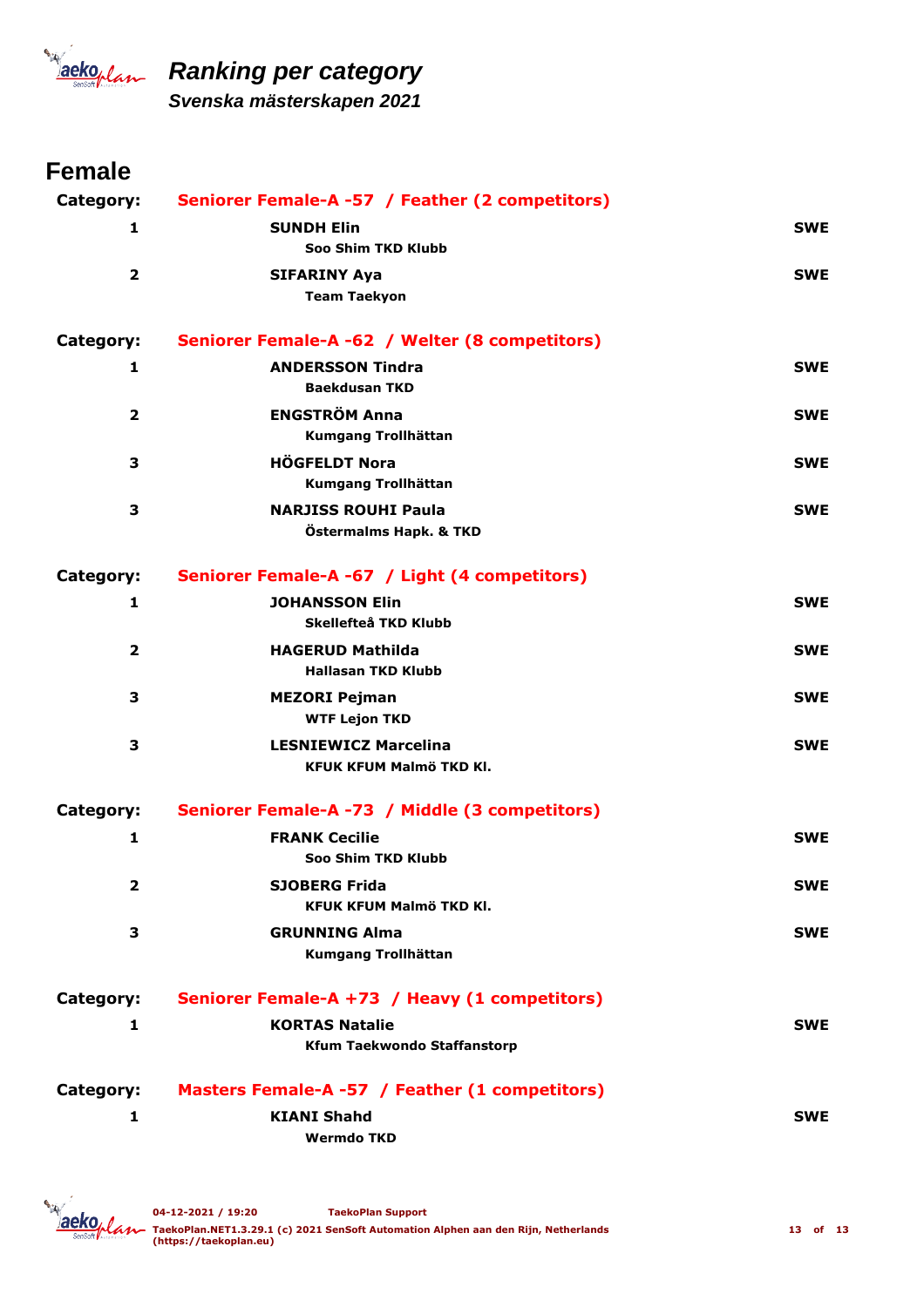# Ranking per category

## Svenska mästerskapen 2021

## Female

**Category:** **Seniorer Female-A -57 / Feather (2 competitors)**

| | | |
|---|---|---|
| 1 | **SUNDH Elin**<br>Soo Shim TKD Klubb | SWE |
| 2 | **SIFARINY Aya**<br>Team Taekyon | SWE |

**Category:** **Seniorer Female-A -62 / Welter (8 competitors)**

| | | |
|---|---|---|
| 1 | **ANDERSSON Tindra**<br>Baekdusan TKD | SWE |
| 2 | **ENGSTRÖM Anna**<br>Kumgang Trollhättan | SWE |
| 3 | **HÖGFELDT Nora**<br>Kumgang Trollhättan | SWE |
| 3 | **NARJISS ROUHI Paula**<br>Östermalms Hapk. & TKD | SWE |

**Category:** **Seniorer Female-A -67 / Light (4 competitors)**

| | | |
|---|---|---|
| 1 | **JOHANSSON Elin**<br>Skellefteå TKD Klubb | SWE |
| 2 | **HAGERUD Mathilda**<br>Hallasan TKD Klubb | SWE |
| 3 | **MEZORI Pejman**<br>WTF Lejon TKD | SWE |
| 3 | **LESNIEWICZ Marcelina**<br>KFUK KFUM Malmö TKD Kl. | SWE |

**Category:** **Seniorer Female-A -73 / Middle (3 competitors)**

| | | |
|---|---|---|
| 1 | **FRANK Cecilie**<br>Soo Shim TKD Klubb | SWE |
| 2 | **SJOBERG Frida**<br>KFUK KFUM Malmö TKD Kl. | SWE |
| 3 | **GRUNNING Alma**<br>Kumgang Trollhättan | SWE |

**Category:** **Seniorer Female-A +73 / Heavy (1 competitors)**

| | | |
|---|---|---|
| 1 | **KORTAS Natalie**<br>Kfum Taekwondo Staffanstorp | SWE |

**Category:** **Masters Female-A -57 / Feather (1 competitors)**

| | | |
|---|---|---|
| 1 | **KIANI Shahd**<br>Wermdo TKD | SWE |

04-12-2021 / 19:20 TaekoPlan Support
TaekoPlan.NET1.3.29.1 (c) 2021 SenSoft Automation Alphen aan den Rijn, Netherlands (https://taekoplan.eu)